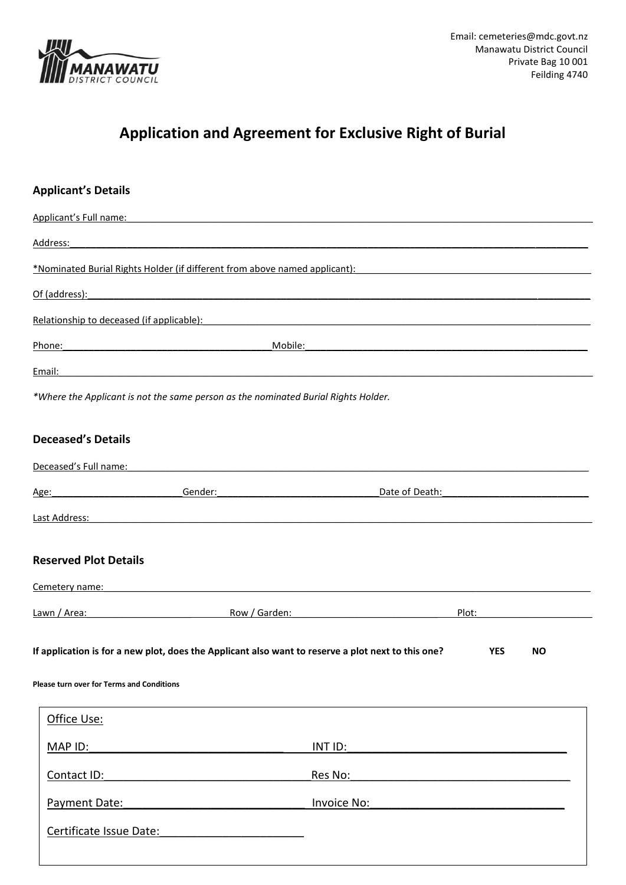Email: cemeteries@mdc.govt.nz
Manawatu District Council
Private Bag 10 001
Feilding 4740

# Application and Agreement for Exclusive Right of Burial

## Applicant's Details

Applicant's Full name: ____________________

Address: ____________________

*Nominated Burial Rights Holder (if different from above named applicant): ____________________

Of (address): ____________________

Relationship to deceased (if applicable): ____________________

Phone: ____________________ Mobile: ____________________

Email: ____________________

*\*Where the Applicant is not the same person as the nominated Burial Rights Holder.*

## Deceased's Details

Deceased's Full name: ____________________

Age: __________ Gender: __________ Date of Death: __________

Last Address: ____________________

## Reserved Plot Details

Cemetery name: ____________________

Lawn / Area: __________ Row / Garden: __________ Plot: __________

**If application is for a new plot, does the Applicant also want to reserve a plot next to this one? YES NO**

**Please turn over for Terms and Conditions**

Office Use:

MAP ID: ____________________ INT ID: ____________________

Contact ID: ____________________ Res No: ____________________

Payment Date: ____________________ Invoice No: ____________________

Certificate Issue Date: ____________________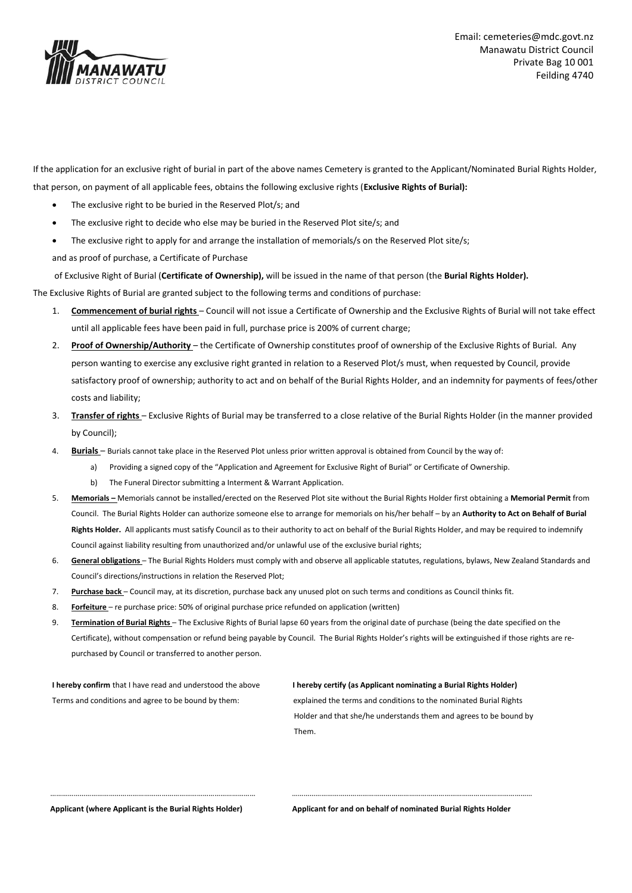Email: cemeteries@mdc.govt.nz
Manawatu District Council
Private Bag 10 001
Feilding 4740

If the application for an exclusive right of burial in part of the above names Cemetery is granted to the Applicant/Nominated Burial Rights Holder, that person, on payment of all applicable fees, obtains the following exclusive rights (**Exclusive Rights of Burial):**

- The exclusive right to be buried in the Reserved Plot/s; and
- The exclusive right to decide who else may be buried in the Reserved Plot site/s; and
- The exclusive right to apply for and arrange the installation of memorials/s on the Reserved Plot site/s;

and as proof of purchase, a Certificate of Purchase

of Exclusive Right of Burial (**Certificate of Ownership),** will be issued in the name of that person (the **Burial Rights Holder).**

The Exclusive Rights of Burial are granted subject to the following terms and conditions of purchase:

1. **Commencement of burial rights** – Council will not issue a Certificate of Ownership and the Exclusive Rights of Burial will not take effect until all applicable fees have been paid in full, purchase price is 200% of current charge;
2. **Proof of Ownership/Authority** – the Certificate of Ownership constitutes proof of ownership of the Exclusive Rights of Burial. Any person wanting to exercise any exclusive right granted in relation to a Reserved Plot/s must, when requested by Council, provide satisfactory proof of ownership; authority to act and on behalf of the Burial Rights Holder, and an indemnity for payments of fees/other costs and liability;
3. **Transfer of rights** – Exclusive Rights of Burial may be transferred to a close relative of the Burial Rights Holder (in the manner provided by Council);
4. **Burials** – Burials cannot take place in the Reserved Plot unless prior written approval is obtained from Council by the way of:
   a) Providing a signed copy of the "Application and Agreement for Exclusive Right of Burial" or Certificate of Ownership.
   b) The Funeral Director submitting a Interment & Warrant Application.
5. **Memorials –** Memorials cannot be installed/erected on the Reserved Plot site without the Burial Rights Holder first obtaining a **Memorial Permit** from Council. The Burial Rights Holder can authorize someone else to arrange for memorials on his/her behalf – by an **Authority to Act on Behalf of Burial Rights Holder.** All applicants must satisfy Council as to their authority to act on behalf of the Burial Rights Holder, and may be required to indemnify Council against liability resulting from unauthorized and/or unlawful use of the exclusive burial rights;
6. **General obligations** – The Burial Rights Holders must comply with and observe all applicable statutes, regulations, bylaws, New Zealand Standards and Council's directions/instructions in relation the Reserved Plot;
7. **Purchase back** – Council may, at its discretion, purchase back any unused plot on such terms and conditions as Council thinks fit.
8. **Forfeiture** – re purchase price: 50% of original purchase price refunded on application (written)
9. **Termination of Burial Rights** – The Exclusive Rights of Burial lapse 60 years from the original date of purchase (being the date specified on the Certificate), without compensation or refund being payable by Council. The Burial Rights Holder's rights will be extinguished if those rights are re-purchased by Council or transferred to another person.

**I hereby confirm** that I have read and understood the above Terms and conditions and agree to be bound by them:

………………………………………………………………………………………

**Applicant (where Applicant is the Burial Rights Holder)**

**I hereby certify (as Applicant nominating a Burial Rights Holder)** explained the terms and conditions to the nominated Burial Rights Holder and that she/he understands them and agrees to be bound by Them.

………………………………………………………………………………………

**Applicant for and on behalf of nominated Burial Rights Holder**